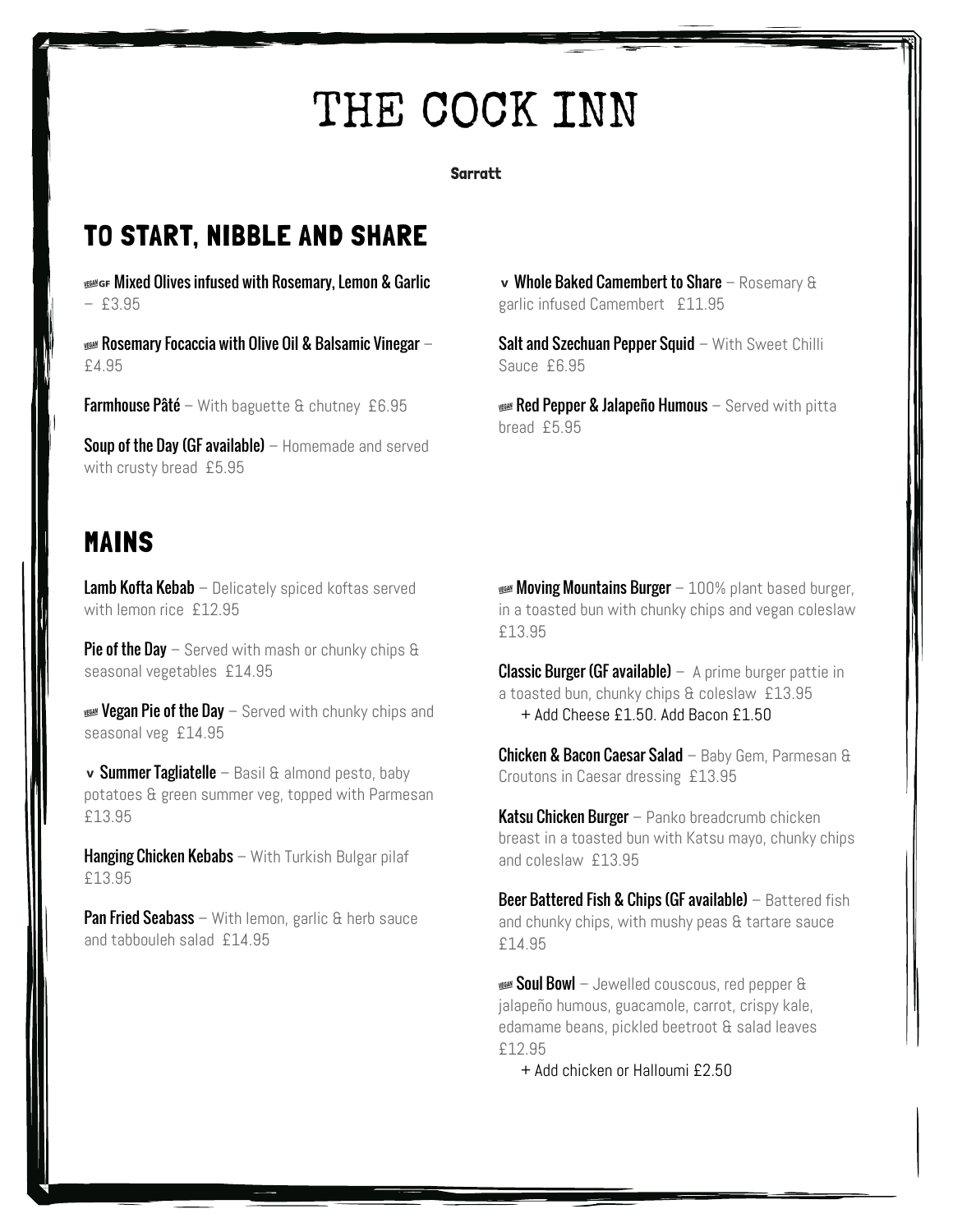# THE COCK INN

**Sarratt**

## TO START, NIBBLE AND SHARE

VEGAN GF **Mixed Olives infused with Rosemary, Lemon & Garlic** – £3.95

VEGAN **Rosemary Focaccia with Olive Oil & Balsamic Vinegar** – £4.95

**Farmhouse Pâté** – With baguette & chutney £6.95

**Soup of the Day (GF available)** – Homemade and served with crusty bread £5.95

v **Whole Baked Camembert to Share** – Rosemary & garlic infused Camembert £11.95

**Salt and Szechuan Pepper Squid** – With Sweet Chilli Sauce £6.95

VEGAN **Red Pepper & Jalapeño Humous** – Served with pitta bread £5.95

## MAINS

**Lamb Kofta Kebab** – Delicately spiced koftas served with lemon rice £12.95

**Pie of the Day** – Served with mash or chunky chips & seasonal vegetables £14.95

VEGAN **Vegan Pie of the Day** – Served with chunky chips and seasonal veg £14.95

v **Summer Tagliatelle** – Basil & almond pesto, baby potatoes & green summer veg, topped with Parmesan £13.95

**Hanging Chicken Kebabs** – With Turkish Bulgar pilaf £13.95

**Pan Fried Seabass** – With lemon, garlic & herb sauce and tabbouleh salad £14.95

VEGAN **Moving Mountains Burger** – 100% plant based burger, in a toasted bun with chunky chips and vegan coleslaw £13.95

**Classic Burger (GF available)** – A prime burger pattie in a toasted bun, chunky chips & coleslaw £13.95
+ Add Cheese £1.50. Add Bacon £1.50

**Chicken & Bacon Caesar Salad** – Baby Gem, Parmesan & Croutons in Caesar dressing £13.95

**Katsu Chicken Burger** – Panko breadcrumb chicken breast in a toasted bun with Katsu mayo, chunky chips and coleslaw £13.95

**Beer Battered Fish & Chips (GF available)** – Battered fish and chunky chips, with mushy peas & tartare sauce £14.95

VEGAN **Soul Bowl** – Jewelled couscous, red pepper & jalapeño humous, guacamole, carrot, crispy kale, edamame beans, pickled beetroot & salad leaves £12.95
+ Add chicken or Halloumi £2.50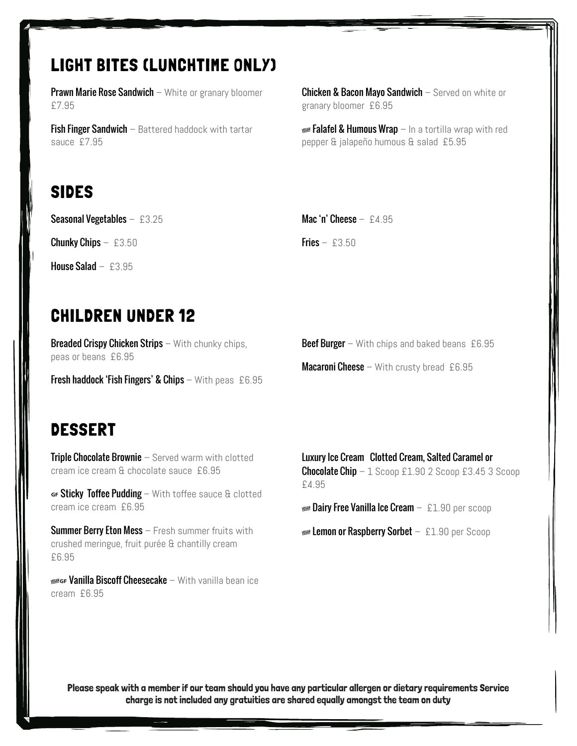## LIGHT BITES (LUNCHTIME ONLY)

**Prawn Marie Rose Sandwich** – White or granary bloomer £7.95

**Fish Finger Sandwich** – Battered haddock with tartar sauce £7.95

**Chicken & Bacon Mayo Sandwich** – Served on white or granary bloomer £6.95

VEGAN **Falafel & Humous Wrap** – In a tortilla wrap with red pepper & jalapeño humous & salad £5.95

## SIDES

**Seasonal Vegetables** – £3.25

**Chunky Chips** – £3.50

**House Salad** – £3.95

**Mac 'n' Cheese** – £4.95

**Fries** – £3.50

## CHILDREN UNDER 12

**Breaded Crispy Chicken Strips** – With chunky chips, peas or beans £6.95

**Fresh haddock 'Fish Fingers' & Chips** – With peas £6.95

**Beef Burger** – With chips and baked beans £6.95

**Macaroni Cheese** – With crusty bread £6.95

## DESSERT

**Triple Chocolate Brownie** – Served warm with clotted cream ice cream & chocolate sauce £6.95

GF **Sticky Toffee Pudding** – With toffee sauce & clotted cream ice cream £6.95

**Summer Berry Eton Mess** – Fresh summer fruits with crushed meringue, fruit purée & chantilly cream £6.95

VEGAN GF **Vanilla Biscoff Cheesecake** – With vanilla bean ice cream £6.95

**Luxury Ice Cream Clotted Cream, Salted Caramel or Chocolate Chip** – 1 Scoop £1.90 2 Scoop £3.45 3 Scoop £4.95

VEGAN **Dairy Free Vanilla Ice Cream** – £1.90 per scoop

VEGAN **Lemon or Raspberry Sorbet** – £1.90 per Scoop

**Please speak with a member if our team should you have any particular allergen or dietary requirements Service charge is not included any gratuities are shared equally amongst the team on duty**